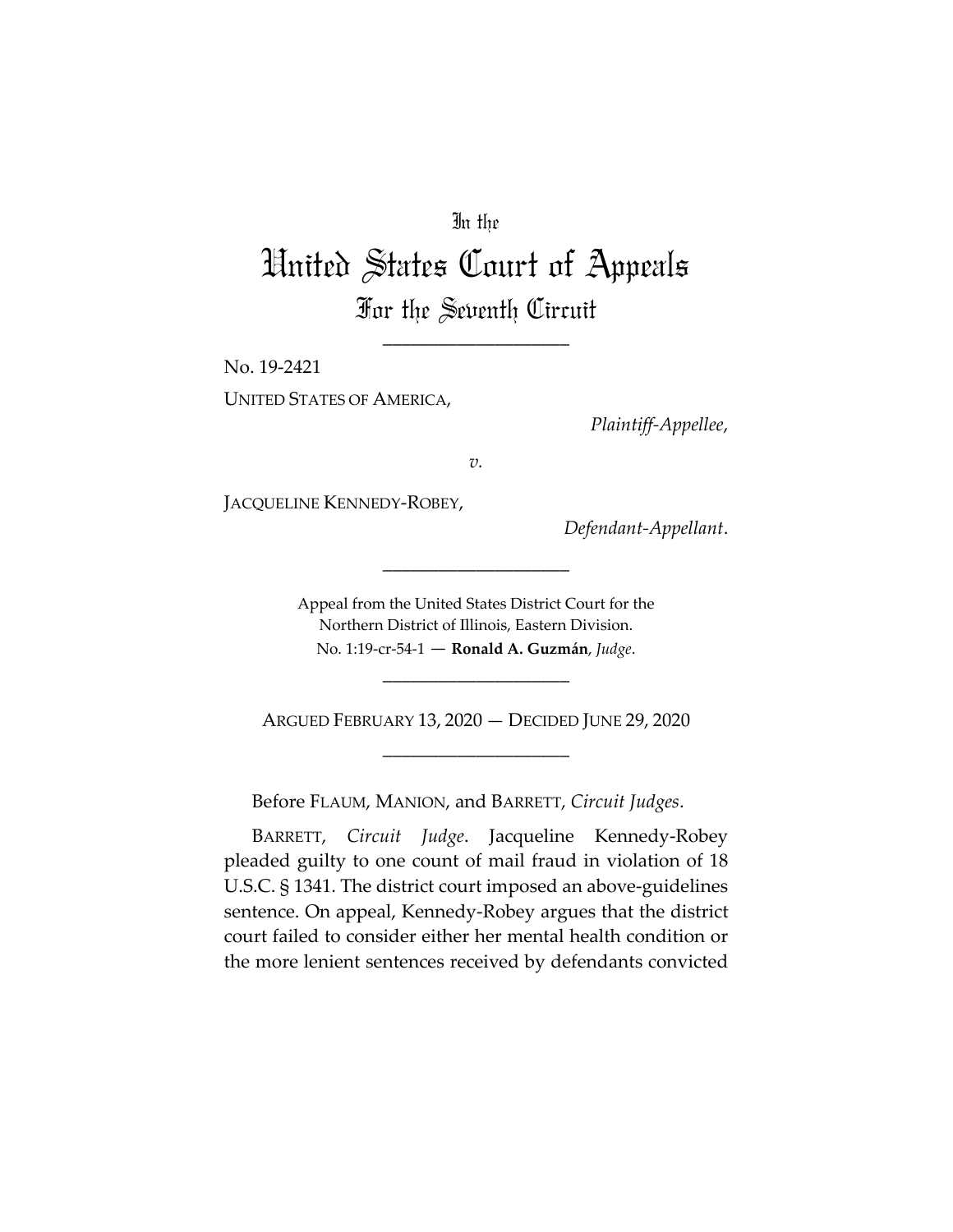In the

# United States Court of Appeals

## For the Seventh Circuit

\_\_\_\_\_\_\_\_\_\_\_\_\_\_\_\_\_\_\_\_

No. 19-2421

UNITED STATES OF AMERICA,

*Plaintiff-Appellee*,

*v.*

JACQUELINE KENNEDY-ROBEY,

*Defendant-Appellant*.

\_\_\_\_\_\_\_\_\_\_\_\_\_\_\_\_\_\_\_\_

Appeal from the United States District Court for the Northern District of Illinois, Eastern Division.
No. 1:19-cr-54-1 — **Ronald A. Guzmán**, *Judge*.

\_\_\_\_\_\_\_\_\_\_\_\_\_\_\_\_\_\_\_\_

ARGUED FEBRUARY 13, 2020 — DECIDED JUNE 29, 2020

\_\_\_\_\_\_\_\_\_\_\_\_\_\_\_\_\_\_\_\_

Before FLAUM, MANION, and BARRETT, *Circuit Judges*.

BARRETT, *Circuit Judge*. Jacqueline Kennedy-Robey pleaded guilty to one count of mail fraud in violation of 18 U.S.C. § 1341. The district court imposed an above-guidelines sentence. On appeal, Kennedy-Robey argues that the district court failed to consider either her mental health condition or the more lenient sentences received by defendants convicted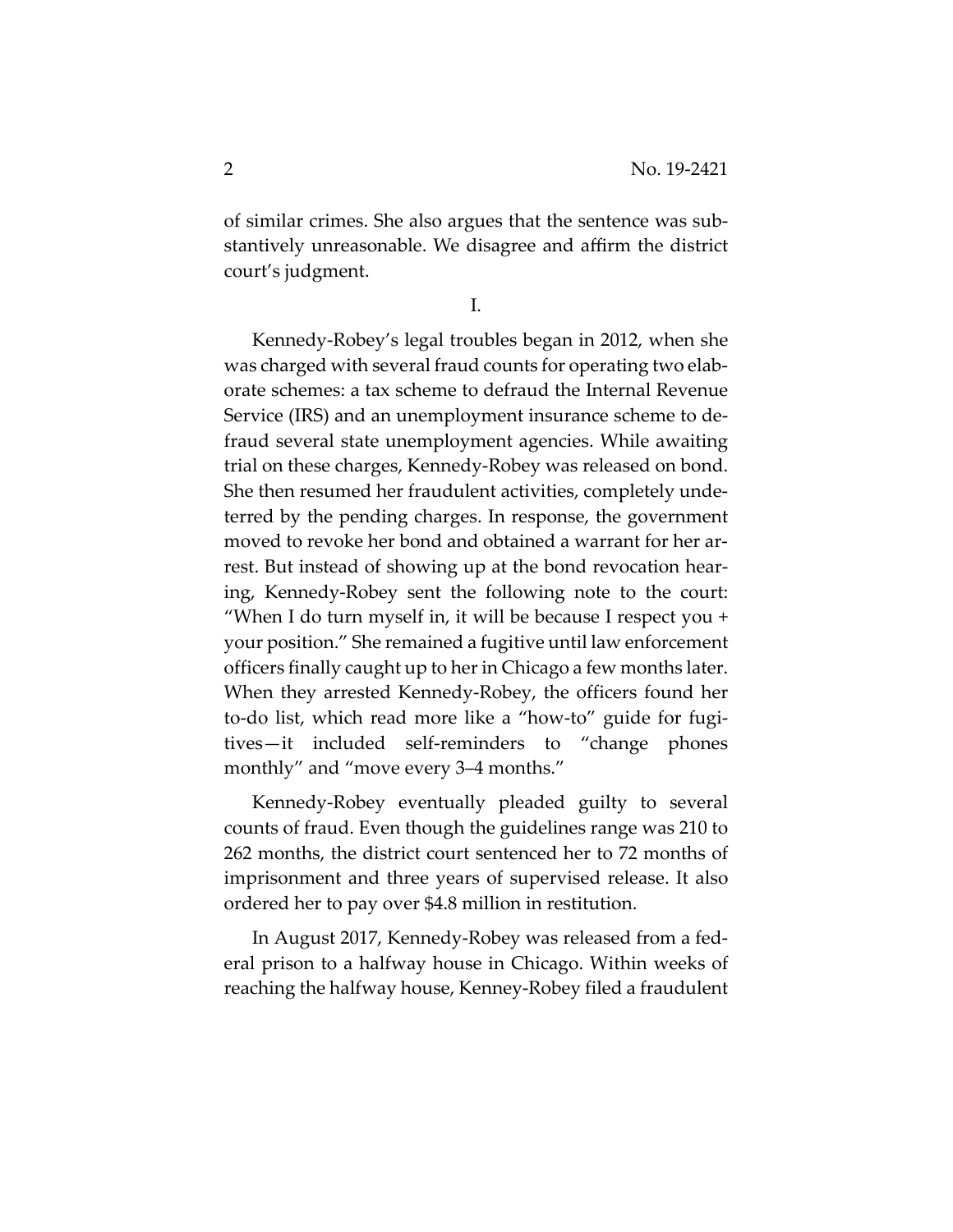of similar crimes. She also argues that the sentence was substantively unreasonable. We disagree and affirm the district court's judgment.

I.

Kennedy-Robey's legal troubles began in 2012, when she was charged with several fraud counts for operating two elaborate schemes: a tax scheme to defraud the Internal Revenue Service (IRS) and an unemployment insurance scheme to defraud several state unemployment agencies. While awaiting trial on these charges, Kennedy-Robey was released on bond. She then resumed her fraudulent activities, completely undeterred by the pending charges. In response, the government moved to revoke her bond and obtained a warrant for her arrest. But instead of showing up at the bond revocation hearing, Kennedy-Robey sent the following note to the court: "When I do turn myself in, it will be because I respect you + your position." She remained a fugitive until law enforcement officers finally caught up to her in Chicago a few months later. When they arrested Kennedy-Robey, the officers found her to-do list, which read more like a "how-to" guide for fugitives—it included self-reminders to "change phones monthly" and "move every 3–4 months."

Kennedy-Robey eventually pleaded guilty to several counts of fraud. Even though the guidelines range was 210 to 262 months, the district court sentenced her to 72 months of imprisonment and three years of supervised release. It also ordered her to pay over $4.8 million in restitution.

In August 2017, Kennedy-Robey was released from a federal prison to a halfway house in Chicago. Within weeks of reaching the halfway house, Kenney-Robey filed a fraudulent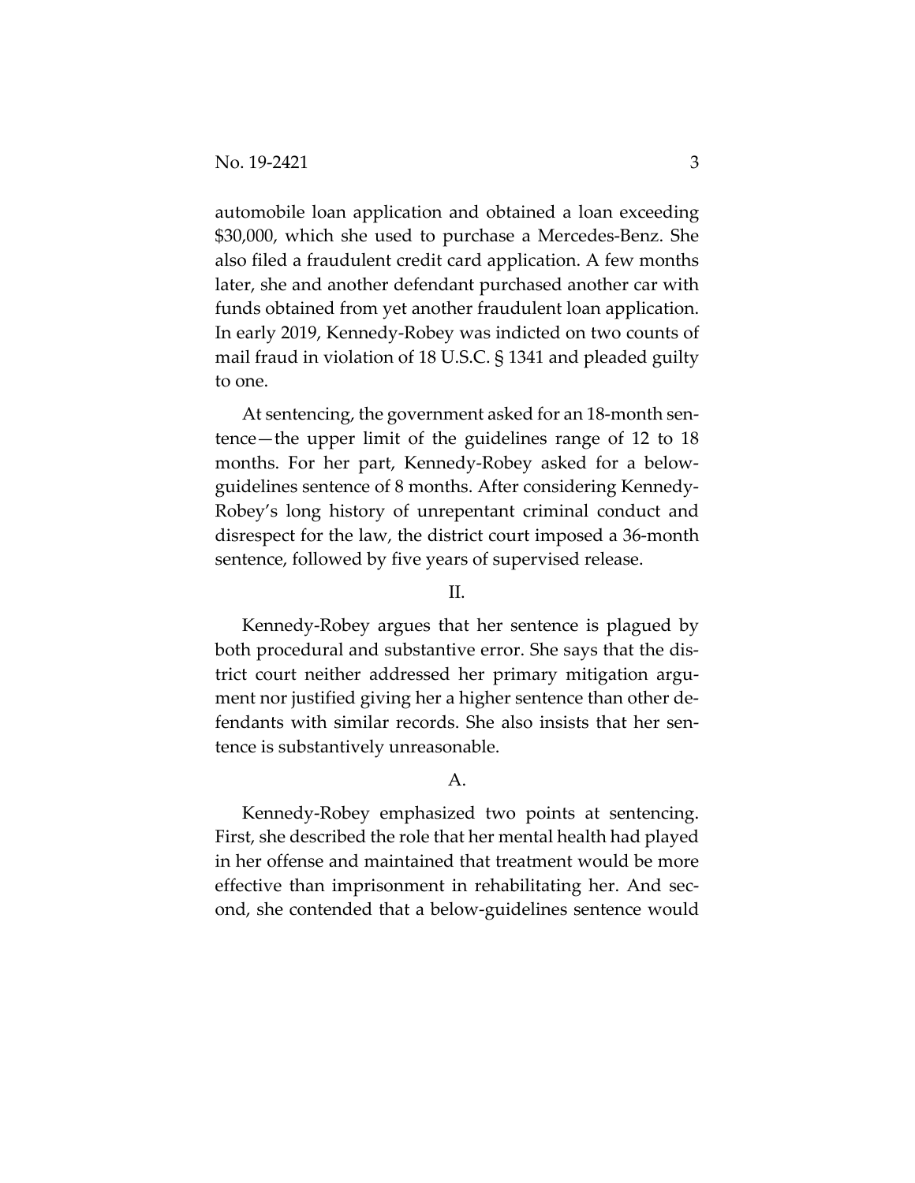automobile loan application and obtained a loan exceeding $30,000, which she used to purchase a Mercedes-Benz. She also filed a fraudulent credit card application. A few months later, she and another defendant purchased another car with funds obtained from yet another fraudulent loan application. In early 2019, Kennedy-Robey was indicted on two counts of mail fraud in violation of 18 U.S.C. § 1341 and pleaded guilty to one.

At sentencing, the government asked for an 18-month sentence—the upper limit of the guidelines range of 12 to 18 months. For her part, Kennedy-Robey asked for a below-guidelines sentence of 8 months. After considering Kennedy-Robey's long history of unrepentant criminal conduct and disrespect for the law, the district court imposed a 36-month sentence, followed by five years of supervised release.

## II.

Kennedy-Robey argues that her sentence is plagued by both procedural and substantive error. She says that the district court neither addressed her primary mitigation argument nor justified giving her a higher sentence than other defendants with similar records. She also insists that her sentence is substantively unreasonable.

### A.

Kennedy-Robey emphasized two points at sentencing. First, she described the role that her mental health had played in her offense and maintained that treatment would be more effective than imprisonment in rehabilitating her. And second, she contended that a below-guidelines sentence would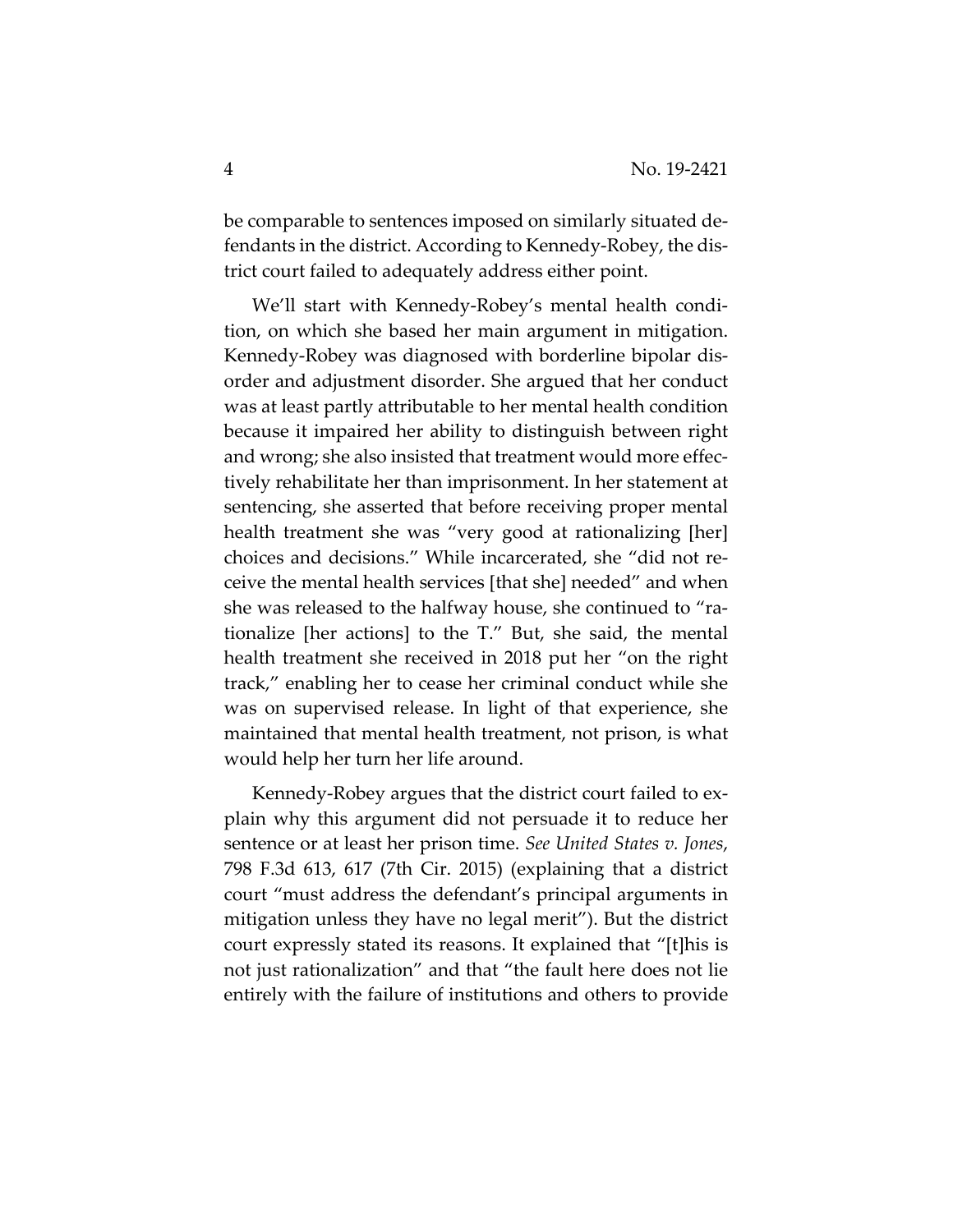be comparable to sentences imposed on similarly situated defendants in the district. According to Kennedy-Robey, the district court failed to adequately address either point.

We'll start with Kennedy-Robey's mental health condition, on which she based her main argument in mitigation. Kennedy-Robey was diagnosed with borderline bipolar disorder and adjustment disorder. She argued that her conduct was at least partly attributable to her mental health condition because it impaired her ability to distinguish between right and wrong; she also insisted that treatment would more effectively rehabilitate her than imprisonment. In her statement at sentencing, she asserted that before receiving proper mental health treatment she was "very good at rationalizing [her] choices and decisions." While incarcerated, she "did not receive the mental health services [that she] needed" and when she was released to the halfway house, she continued to "rationalize [her actions] to the T." But, she said, the mental health treatment she received in 2018 put her "on the right track," enabling her to cease her criminal conduct while she was on supervised release. In light of that experience, she maintained that mental health treatment, not prison, is what would help her turn her life around.

Kennedy-Robey argues that the district court failed to explain why this argument did not persuade it to reduce her sentence or at least her prison time. *See United States v. Jones*, 798 F.3d 613, 617 (7th Cir. 2015) (explaining that a district court "must address the defendant's principal arguments in mitigation unless they have no legal merit"). But the district court expressly stated its reasons. It explained that "[t]his is not just rationalization" and that "the fault here does not lie entirely with the failure of institutions and others to provide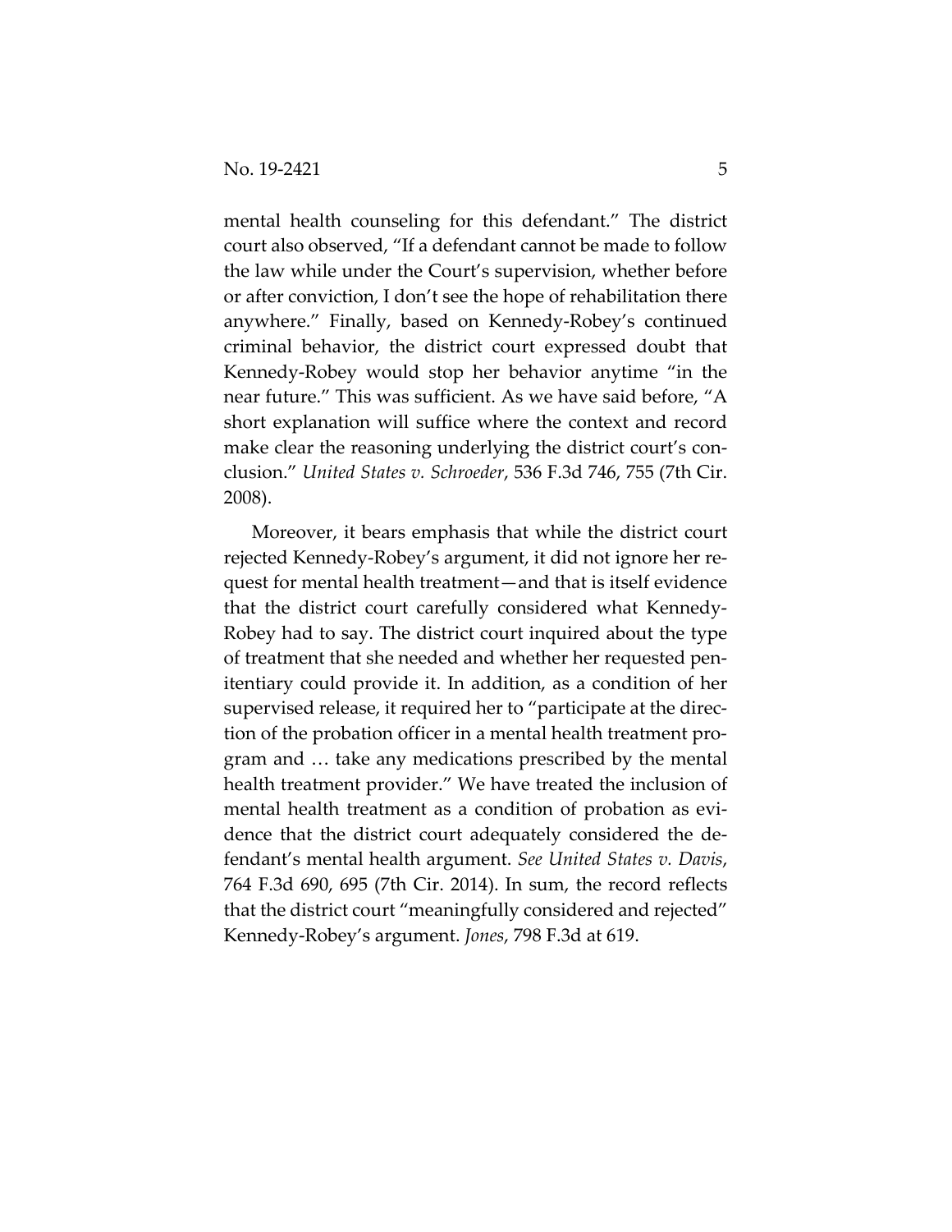mental health counseling for this defendant." The district court also observed, "If a defendant cannot be made to follow the law while under the Court's supervision, whether before or after conviction, I don't see the hope of rehabilitation there anywhere." Finally, based on Kennedy-Robey's continued criminal behavior, the district court expressed doubt that Kennedy-Robey would stop her behavior anytime "in the near future." This was sufficient. As we have said before, "A short explanation will suffice where the context and record make clear the reasoning underlying the district court's conclusion." *United States v. Schroeder*, 536 F.3d 746, 755 (7th Cir. 2008).

Moreover, it bears emphasis that while the district court rejected Kennedy-Robey's argument, it did not ignore her request for mental health treatment—and that is itself evidence that the district court carefully considered what Kennedy-Robey had to say. The district court inquired about the type of treatment that she needed and whether her requested penitentiary could provide it. In addition, as a condition of her supervised release, it required her to "participate at the direction of the probation officer in a mental health treatment program and … take any medications prescribed by the mental health treatment provider." We have treated the inclusion of mental health treatment as a condition of probation as evidence that the district court adequately considered the defendant's mental health argument. *See United States v. Davis*, 764 F.3d 690, 695 (7th Cir. 2014). In sum, the record reflects that the district court "meaningfully considered and rejected" Kennedy-Robey's argument. *Jones*, 798 F.3d at 619.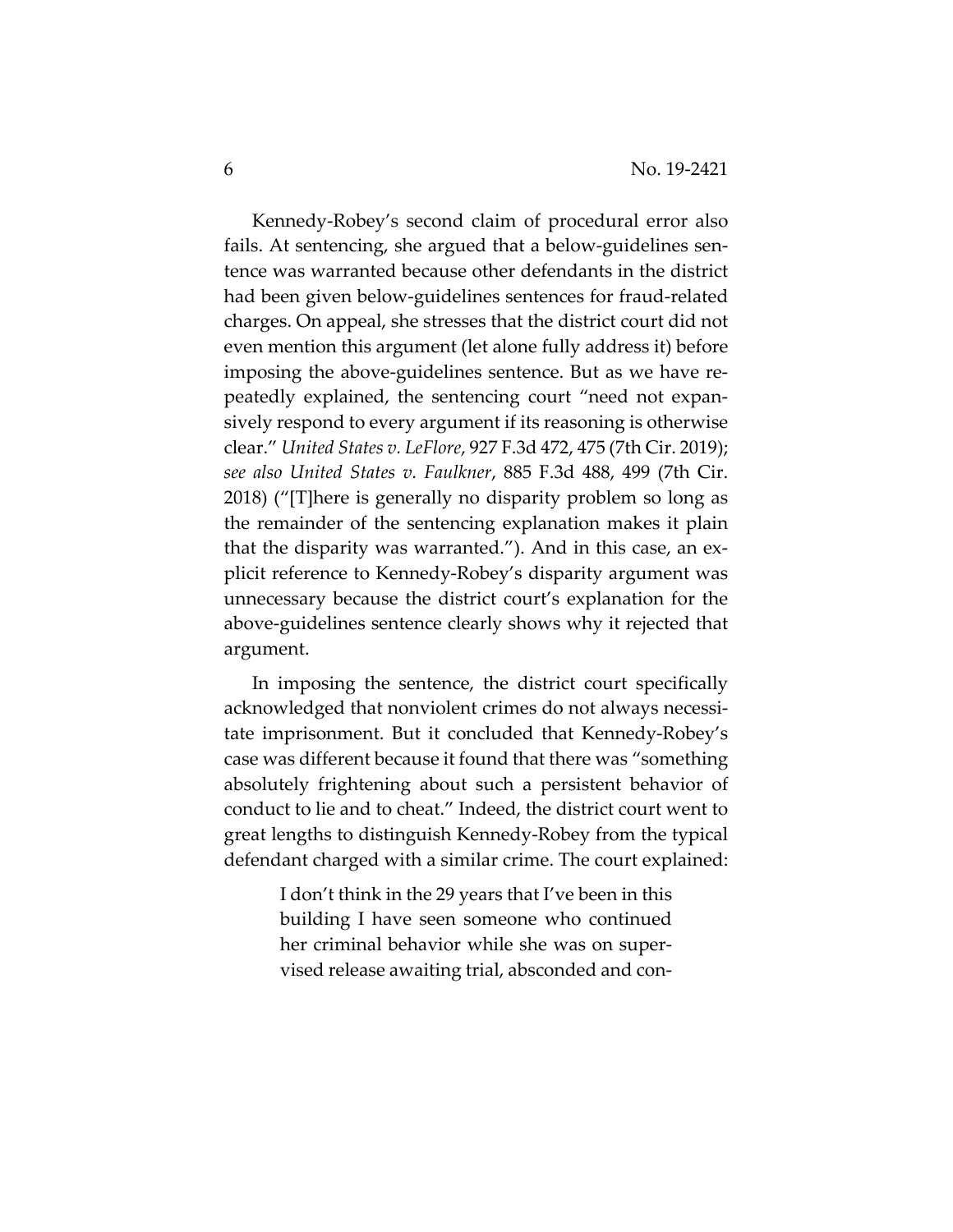Kennedy-Robey's second claim of procedural error also fails. At sentencing, she argued that a below-guidelines sentence was warranted because other defendants in the district had been given below-guidelines sentences for fraud-related charges. On appeal, she stresses that the district court did not even mention this argument (let alone fully address it) before imposing the above-guidelines sentence. But as we have repeatedly explained, the sentencing court "need not expansively respond to every argument if its reasoning is otherwise clear." *United States v. LeFlore*, 927 F.3d 472, 475 (7th Cir. 2019); *see also United States v. Faulkner*, 885 F.3d 488, 499 (7th Cir. 2018) ("[T]here is generally no disparity problem so long as the remainder of the sentencing explanation makes it plain that the disparity was warranted."). And in this case, an explicit reference to Kennedy-Robey's disparity argument was unnecessary because the district court's explanation for the above-guidelines sentence clearly shows why it rejected that argument.

In imposing the sentence, the district court specifically acknowledged that nonviolent crimes do not always necessitate imprisonment. But it concluded that Kennedy-Robey's case was different because it found that there was "something absolutely frightening about such a persistent behavior of conduct to lie and to cheat." Indeed, the district court went to great lengths to distinguish Kennedy-Robey from the typical defendant charged with a similar crime. The court explained:

> I don't think in the 29 years that I've been in this building I have seen someone who continued her criminal behavior while she was on supervised release awaiting trial, absconded and con-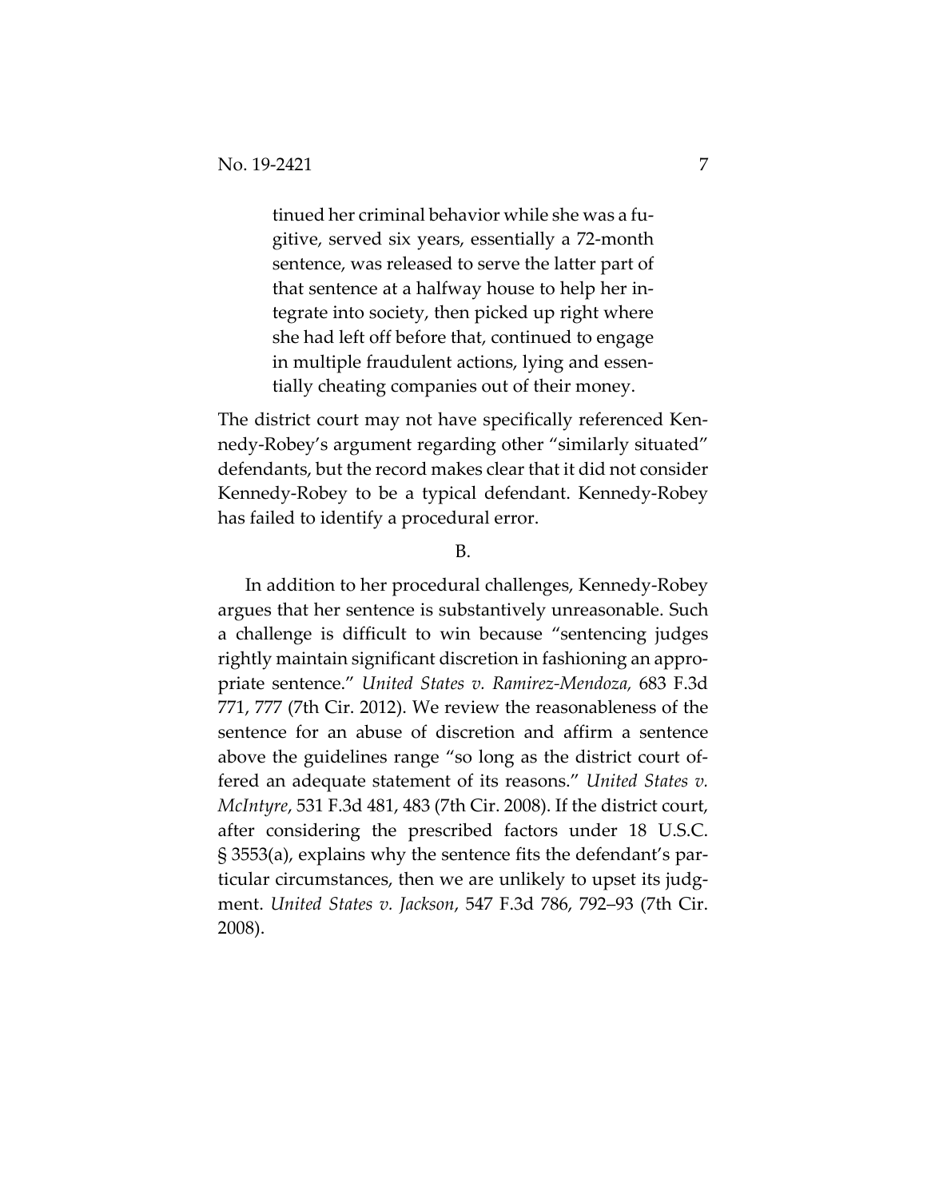> tinued her criminal behavior while she was a fugitive, served six years, essentially a 72-month sentence, was released to serve the latter part of that sentence at a halfway house to help her integrate into society, then picked up right where she had left off before that, continued to engage in multiple fraudulent actions, lying and essentially cheating companies out of their money.

The district court may not have specifically referenced Kennedy-Robey's argument regarding other "similarly situated" defendants, but the record makes clear that it did not consider Kennedy-Robey to be a typical defendant. Kennedy-Robey has failed to identify a procedural error.

B.

In addition to her procedural challenges, Kennedy-Robey argues that her sentence is substantively unreasonable. Such a challenge is difficult to win because "sentencing judges rightly maintain significant discretion in fashioning an appropriate sentence." *United States v. Ramirez-Mendoza,* 683 F.3d 771, 777 (7th Cir. 2012). We review the reasonableness of the sentence for an abuse of discretion and affirm a sentence above the guidelines range "so long as the district court offered an adequate statement of its reasons." *United States v. McIntyre*, 531 F.3d 481, 483 (7th Cir. 2008). If the district court, after considering the prescribed factors under 18 U.S.C. § 3553(a), explains why the sentence fits the defendant's particular circumstances, then we are unlikely to upset its judgment. *United States v. Jackson*, 547 F.3d 786, 792–93 (7th Cir. 2008).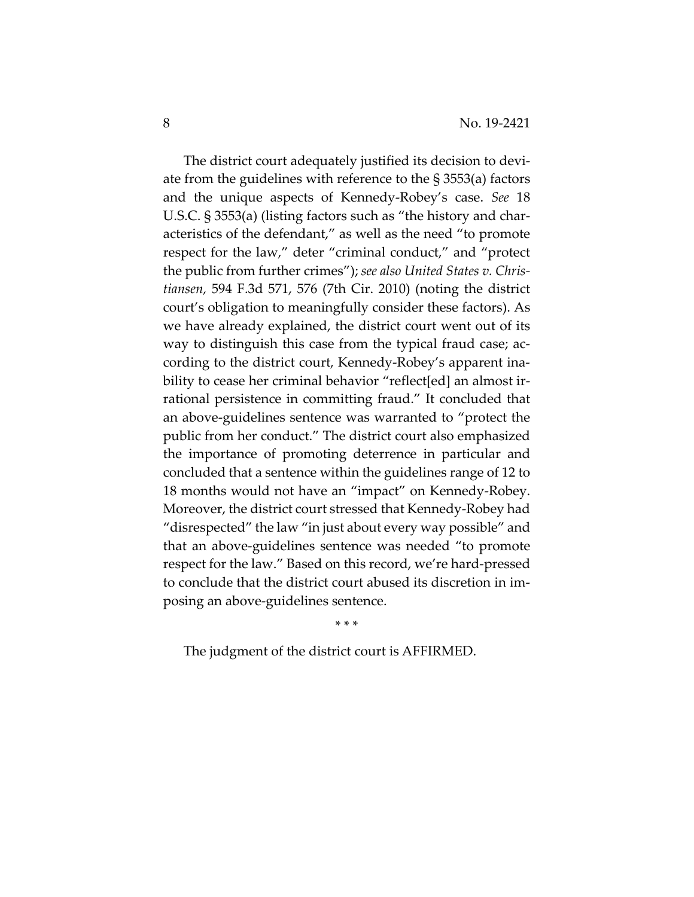The district court adequately justified its decision to deviate from the guidelines with reference to the § 3553(a) factors and the unique aspects of Kennedy-Robey's case. *See* 18 U.S.C. § 3553(a) (listing factors such as "the history and characteristics of the defendant," as well as the need "to promote respect for the law," deter "criminal conduct," and "protect the public from further crimes"); *see also United States v. Christiansen,* 594 F.3d 571, 576 (7th Cir. 2010) (noting the district court's obligation to meaningfully consider these factors). As we have already explained, the district court went out of its way to distinguish this case from the typical fraud case; according to the district court, Kennedy-Robey's apparent inability to cease her criminal behavior "reflect[ed] an almost irrational persistence in committing fraud." It concluded that an above-guidelines sentence was warranted to "protect the public from her conduct." The district court also emphasized the importance of promoting deterrence in particular and concluded that a sentence within the guidelines range of 12 to 18 months would not have an "impact" on Kennedy-Robey. Moreover, the district court stressed that Kennedy-Robey had "disrespected" the law "in just about every way possible" and that an above-guidelines sentence was needed "to promote respect for the law." Based on this record, we're hard-pressed to conclude that the district court abused its discretion in imposing an above-guidelines sentence.

\* \* \*

The judgment of the district court is AFFIRMED.